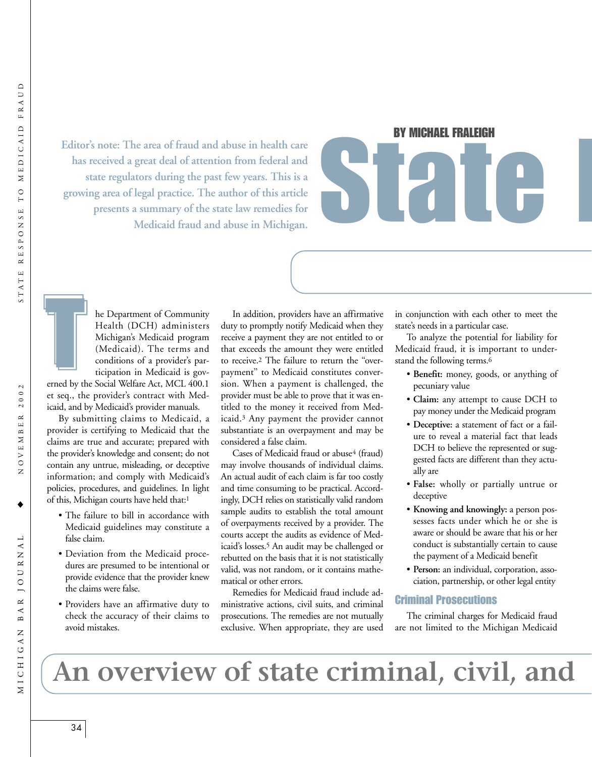# State I

**BY MICHAEL FRALEIGH**

## An overview of state criminal, civil, and

*Editor's note: The area of fraud and abuse in health care has received a great deal of attention from federal and state regulators during the past few years. This is a growing area of legal practice. The author of this article presents a summary of the state law remedies for Medicaid fraud and abuse in Michigan.*

The Department of Community Health (DCH) administers Michigan's Medicaid program (Medicaid). The terms and conditions of a provider's participation in Medicaid is governed by the Social Welfare Act, MCL 400.1 et seq., the provider's contract with Medicaid, and by Medicaid's provider manuals.

By submitting claims to Medicaid, a provider is certifying to Medicaid that the claims are true and accurate; prepared with the provider's knowledge and consent; do not contain any untrue, misleading, or deceptive information; and comply with Medicaid's policies, procedures, and guidelines. In light of this, Michigan courts have held that:[1]

- The failure to bill in accordance with Medicaid guidelines may constitute a false claim.
- Deviation from the Medicaid procedures are presumed to be intentional or provide evidence that the provider knew the claims were false.
- Providers have an affirmative duty to check the accuracy of their claims to avoid mistakes.

In addition, providers have an affirmative duty to promptly notify Medicaid when they receive a payment they are not entitled to or that exceeds the amount they were entitled to receive.[2] The failure to return the "overpayment" to Medicaid constitutes conversion. When a payment is challenged, the provider must be able to prove that it was entitled to the money it received from Medicaid.[3] Any payment the provider cannot substantiate is an overpayment and may be considered a false claim.

Cases of Medicaid fraud or abuse[4] (fraud) may involve thousands of individual claims. An actual audit of each claim is far too costly and time consuming to be practical. Accordingly, DCH relies on statistically valid random sample audits to establish the total amount of overpayments received by a provider. The courts accept the audits as evidence of Medicaid's losses.[5] An audit may be challenged or rebutted on the basis that it is not statistically valid, was not random, or it contains mathematical or other errors.

Remedies for Medicaid fraud include administrative actions, civil suits, and criminal prosecutions. The remedies are not mutually exclusive. When appropriate, they are used in conjunction with each other to meet the state's needs in a particular case.

To analyze the potential for liability for Medicaid fraud, it is important to understand the following terms.[6]

- **Benefit:** money, goods, or anything of pecuniary value
- **Claim:** any attempt to cause DCH to pay money under the Medicaid program
- **Deceptive:** a statement of fact or a failure to reveal a material fact that leads DCH to believe the represented or suggested facts are different than they actually are
- **False:** wholly or partially untrue or deceptive
- **Knowing and knowingly:** a person possesses facts under which he or she is aware or should be aware that his or her conduct is substantially certain to cause the payment of a Medicaid benefit
- **Person:** an individual, corporation, association, partnership, or other legal entity

### Criminal Prosecutions

The criminal charges for Medicaid fraud are not limited to the Michigan Medicaid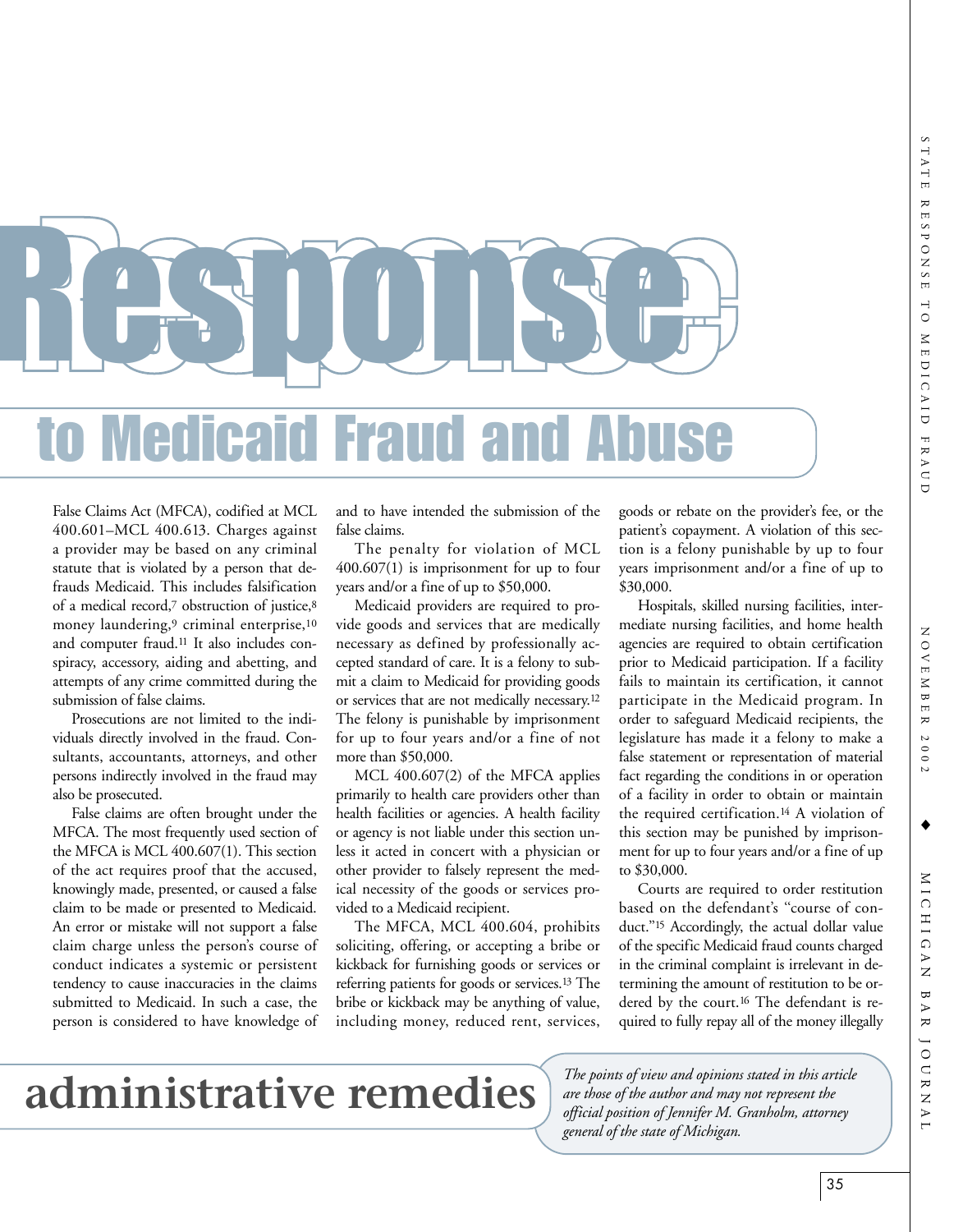# Response

## to Medicaid Fraud and Abuse

False Claims Act (MFCA), codified at MCL 400.601–MCL 400.613. Charges against a provider may be based on any criminal statute that is violated by a person that defrauds Medicaid. This includes falsification of a medical record,[7] obstruction of justice,[8] money laundering,[9] criminal enterprise,[10] and computer fraud.[11] It also includes conspiracy, accessory, aiding and abetting, and attempts of any crime committed during the submission of false claims.

Prosecutions are not limited to the individuals directly involved in the fraud. Consultants, accountants, attorneys, and other persons indirectly involved in the fraud may also be prosecuted.

False claims are often brought under the MFCA. The most frequently used section of the MFCA is MCL 400.607(1). This section of the act requires proof that the accused, knowingly made, presented, or caused a false claim to be made or presented to Medicaid. An error or mistake will not support a false claim charge unless the person's course of conduct indicates a systemic or persistent tendency to cause inaccuracies in the claims submitted to Medicaid. In such a case, the person is considered to have knowledge of and to have intended the submission of the false claims.

The penalty for violation of MCL 400.607(1) is imprisonment for up to four years and/or a fine of up to $50,000.

Medicaid providers are required to provide goods and services that are medically necessary as defined by professionally accepted standard of care. It is a felony to submit a claim to Medicaid for providing goods or services that are not medically necessary.[12] The felony is punishable by imprisonment for up to four years and/or a fine of not more than $50,000.

MCL 400.607(2) of the MFCA applies primarily to health care providers other than health facilities or agencies. A health facility or agency is not liable under this section unless it acted in concert with a physician or other provider to falsely represent the medical necessity of the goods or services provided to a Medicaid recipient.

The MFCA, MCL 400.604, prohibits soliciting, offering, or accepting a bribe or kickback for furnishing goods or services or referring patients for goods or services.[13] The bribe or kickback may be anything of value, including money, reduced rent, services, goods or rebate on the provider's fee, or the patient's copayment. A violation of this section is a felony punishable by up to four years imprisonment and/or a fine of up to $30,000.

Hospitals, skilled nursing facilities, intermediate nursing facilities, and home health agencies are required to obtain certification prior to Medicaid participation. If a facility fails to maintain its certification, it cannot participate in the Medicaid program. In order to safeguard Medicaid recipients, the legislature has made it a felony to make a false statement or representation of material fact regarding the conditions in or operation of a facility in order to obtain or maintain the required certification.[14] A violation of this section may be punished by imprisonment for up to four years and/or a fine of up to $30,000.

Courts are required to order restitution based on the defendant's "course of conduct."[15] Accordingly, the actual dollar value of the specific Medicaid fraud counts charged in the criminal complaint is irrelevant in determining the amount of restitution to be ordered by the court.[16] The defendant is required to fully repay all of the money illegally

## administrative remedies

*The points of view and opinions stated in this article are those of the author and may not represent the official position of Jennifer M. Granholm, attorney general of the state of Michigan.*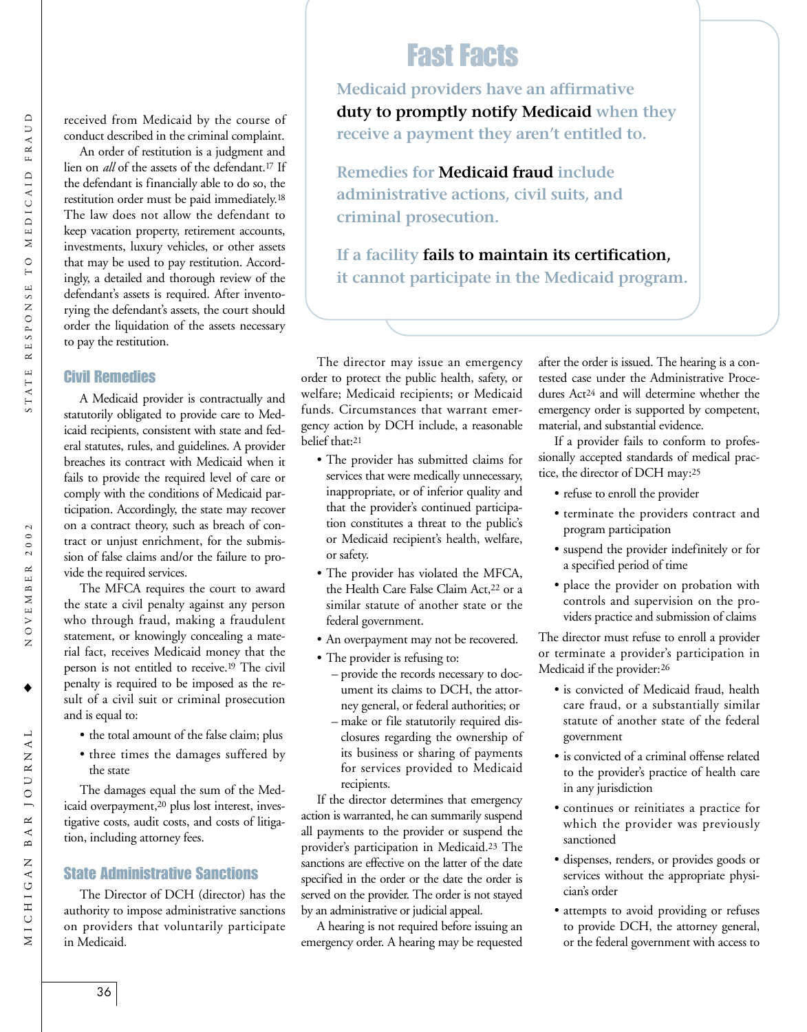received from Medicaid by the course of conduct described in the criminal complaint.

An order of restitution is a judgment and lien on *all* of the assets of the defendant.[17] If the defendant is financially able to do so, the restitution order must be paid immediately.[18] The law does not allow the defendant to keep vacation property, retirement accounts, investments, luxury vehicles, or other assets that may be used to pay restitution. Accordingly, a detailed and thorough review of the defendant's assets is required. After inventorying the defendant's assets, the court should order the liquidation of the assets necessary to pay the restitution.

## Civil Remedies

A Medicaid provider is contractually and statutorily obligated to provide care to Medicaid recipients, consistent with state and federal statutes, rules, and guidelines. A provider breaches its contract with Medicaid when it fails to provide the required level of care or comply with the conditions of Medicaid participation. Accordingly, the state may recover on a contract theory, such as breach of contract or unjust enrichment, for the submission of false claims and/or the failure to provide the required services.

The MFCA requires the court to award the state a civil penalty against any person who through fraud, making a fraudulent statement, or knowingly concealing a material fact, receives Medicaid money that the person is not entitled to receive.[19] The civil penalty is required to be imposed as the result of a civil suit or criminal prosecution and is equal to:

- the total amount of the false claim; plus
- three times the damages suffered by the state

The damages equal the sum of the Medicaid overpayment,[20] plus lost interest, investigative costs, audit costs, and costs of litigation, including attorney fees.

## State Administrative Sanctions

The Director of DCH (director) has the authority to impose administrative sanctions on providers that voluntarily participate in Medicaid.

> **Fast Facts**
>
> Medicaid providers have an affirmative **duty to promptly notify Medicaid** when they receive a payment they aren't entitled to.
>
> Remedies for **Medicaid fraud** include administrative actions, civil suits, and criminal prosecution.
>
> If a facility **fails to maintain its certification,** it cannot participate in the Medicaid program.

The director may issue an emergency order to protect the public health, safety, or welfare; Medicaid recipients; or Medicaid funds. Circumstances that warrant emergency action by DCH include, a reasonable belief that:[21]

- The provider has submitted claims for services that were medically unnecessary, inappropriate, or of inferior quality and that the provider's continued participation constitutes a threat to the public's or Medicaid recipient's health, welfare, or safety.
- The provider has violated the MFCA, the Health Care False Claim Act,[22] or a similar statute of another state or the federal government.
- An overpayment may not be recovered.
- The provider is refusing to:
  - provide the records necessary to document its claims to DCH, the attorney general, or federal authorities; or
  - make or file statutorily required disclosures regarding the ownership of its business or sharing of payments for services provided to Medicaid recipients.

If the director determines that emergency action is warranted, he can summarily suspend all payments to the provider or suspend the provider's participation in Medicaid.[23] The sanctions are effective on the latter of the date specified in the order or the date the order is served on the provider. The order is not stayed by an administrative or judicial appeal.

A hearing is not required before issuing an emergency order. A hearing may be requested after the order is issued. The hearing is a contested case under the Administrative Procedures Act[24] and will determine whether the emergency order is supported by competent, material, and substantial evidence.

If a provider fails to conform to professionally accepted standards of medical practice, the director of DCH may:[25]

- refuse to enroll the provider
- terminate the providers contract and program participation
- suspend the provider indefinitely or for a specified period of time
- place the provider on probation with controls and supervision on the providers practice and submission of claims

The director must refuse to enroll a provider or terminate a provider's participation in Medicaid if the provider:[26]

- is convicted of Medicaid fraud, health care fraud, or a substantially similar statute of another state of the federal government
- is convicted of a criminal offense related to the provider's practice of health care in any jurisdiction
- continues or reinitiates a practice for which the provider was previously sanctioned
- dispenses, renders, or provides goods or services without the appropriate physician's order
- attempts to avoid providing or refuses to provide DCH, the attorney general, or the federal government with access to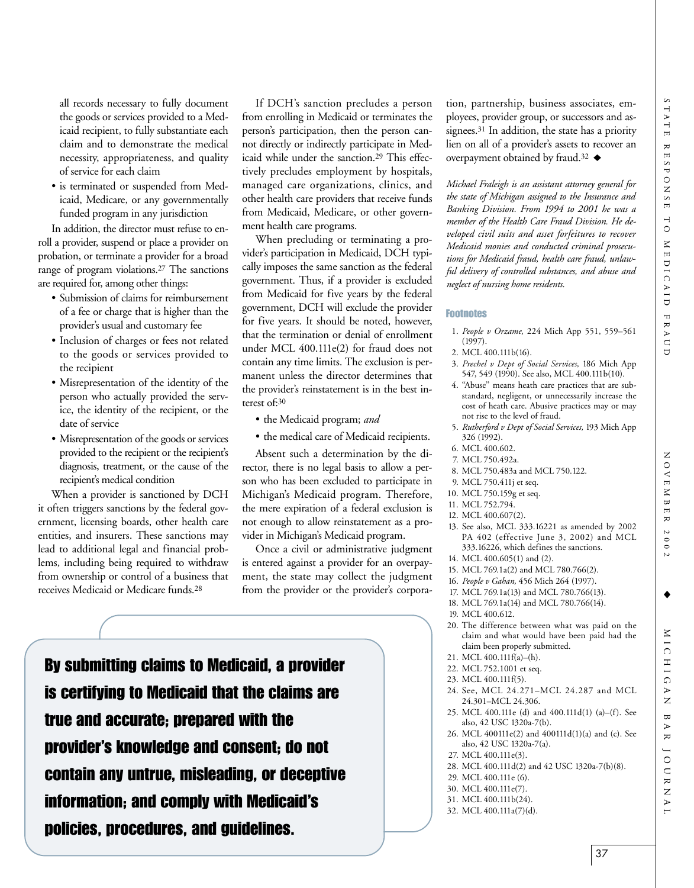all records necessary to fully document the goods or services provided to a Medicaid recipient, to fully substantiate each claim and to demonstrate the medical necessity, appropriateness, and quality of service for each claim

- is terminated or suspended from Medicaid, Medicare, or any governmentally funded program in any jurisdiction

In addition, the director must refuse to enroll a provider, suspend or place a provider on probation, or terminate a provider for a broad range of program violations.[27] The sanctions are required for, among other things:

- Submission of claims for reimbursement of a fee or charge that is higher than the provider's usual and customary fee
- Inclusion of charges or fees not related to the goods or services provided to the recipient
- Misrepresentation of the identity of the person who actually provided the service, the identity of the recipient, or the date of service
- Misrepresentation of the goods or services provided to the recipient or the recipient's diagnosis, treatment, or the cause of the recipient's medical condition

When a provider is sanctioned by DCH it often triggers sanctions by the federal government, licensing boards, other health care entities, and insurers. These sanctions may lead to additional legal and financial problems, including being required to withdraw from ownership or control of a business that receives Medicaid or Medicare funds.[28]

If DCH's sanction precludes a person from enrolling in Medicaid or terminates the person's participation, then the person cannot directly or indirectly participate in Medicaid while under the sanction.[29] This effectively precludes employment by hospitals, managed care organizations, clinics, and other health care providers that receive funds from Medicaid, Medicare, or other government health care programs.

When precluding or terminating a provider's participation in Medicaid, DCH typically imposes the same sanction as the federal government. Thus, if a provider is excluded from Medicaid for five years by the federal government, DCH will exclude the provider for five years. It should be noted, however, that the termination or denial of enrollment under MCL 400.111e(2) for fraud does not contain any time limits. The exclusion is permanent unless the director determines that the provider's reinstatement is in the best interest of:[30]

- the Medicaid program; *and*
- the medical care of Medicaid recipients.

Absent such a determination by the director, there is no legal basis to allow a person who has been excluded to participate in Michigan's Medicaid program. Therefore, the mere expiration of a federal exclusion is not enough to allow reinstatement as a provider in Michigan's Medicaid program.

Once a civil or administrative judgment is entered against a provider for an overpayment, the state may collect the judgment from the provider or the provider's corporation, partnership, business associates, employees, provider group, or successors and assignees.[31] In addition, the state has a priority lien on all of a provider's assets to recover an overpayment obtained by fraud.[32] ◆

**By submitting claims to Medicaid, a provider is certifying to Medicaid that the claims are true and accurate; prepared with the provider's knowledge and consent; do not contain any untrue, misleading, or deceptive information; and comply with Medicaid's policies, procedures, and guidelines.**

*Michael Fraleigh is an assistant attorney general for the state of Michigan assigned to the Insurance and Banking Division. From 1994 to 2001 he was a member of the Health Care Fraud Division. He developed civil suits and asset forfeitures to recover Medicaid monies and conducted criminal prosecutions for Medicaid fraud, health care fraud, unlawful delivery of controlled substances, and abuse and neglect of nursing home residents.*

### Footnotes

1. *People v Orzame,* 224 Mich App 551, 559–561 (1997).
2. MCL 400.111b(16).
3. *Prechel v Dept of Social Services,* 186 Mich App 547, 549 (1990). See also, MCL 400.111b(10).
4. "Abuse" means heath care practices that are substandard, negligent, or unnecessarily increase the cost of heath care. Abusive practices may or may not rise to the level of fraud.
5. *Rutherford v Dept of Social Services,* 193 Mich App 326 (1992).
6. MCL 400.602.
7. MCL 750.492a.
8. MCL 750.483a and MCL 750.122.
9. MCL 750.411j et seq.
10. MCL 750.159g et seq.
11. MCL 752.794.
12. MCL 400.607(2).
13. See also, MCL 333.16221 as amended by 2002 PA 402 (effective June 3, 2002) and MCL 333.16226, which defines the sanctions.
14. MCL 400.605(1) and (2).
15. MCL 769.1a(2) and MCL 780.766(2).
16. *People v Gahan,* 456 Mich 264 (1997).
17. MCL 769.1a(13) and MCL 780.766(13).
18. MCL 769.1a(14) and MCL 780.766(14).
19. MCL 400.612.
20. The difference between what was paid on the claim and what would have been paid had the claim been properly submitted.
21. MCL 400.111f(a)–(h).
22. MCL 752.1001 et seq.
23. MCL 400.111f(5).
24. See, MCL 24.271–MCL 24.287 and MCL 24.301–MCL 24.306.
25. MCL 400.111e (d) and 400.111d(1) (a)–(f). See also, 42 USC 1320a-7(b).
26. MCL 400111e(2) and 400111d(1)(a) and (c). See also, 42 USC 1320a-7(a).
27. MCL 400.111e(3).
28. MCL 400.111d(2) and 42 USC 1320a-7(b)(8).
29. MCL 400.111e (6).
30. MCL 400.111e(7).
31. MCL 400.111b(24).
32. MCL 400.111a(7)(d).